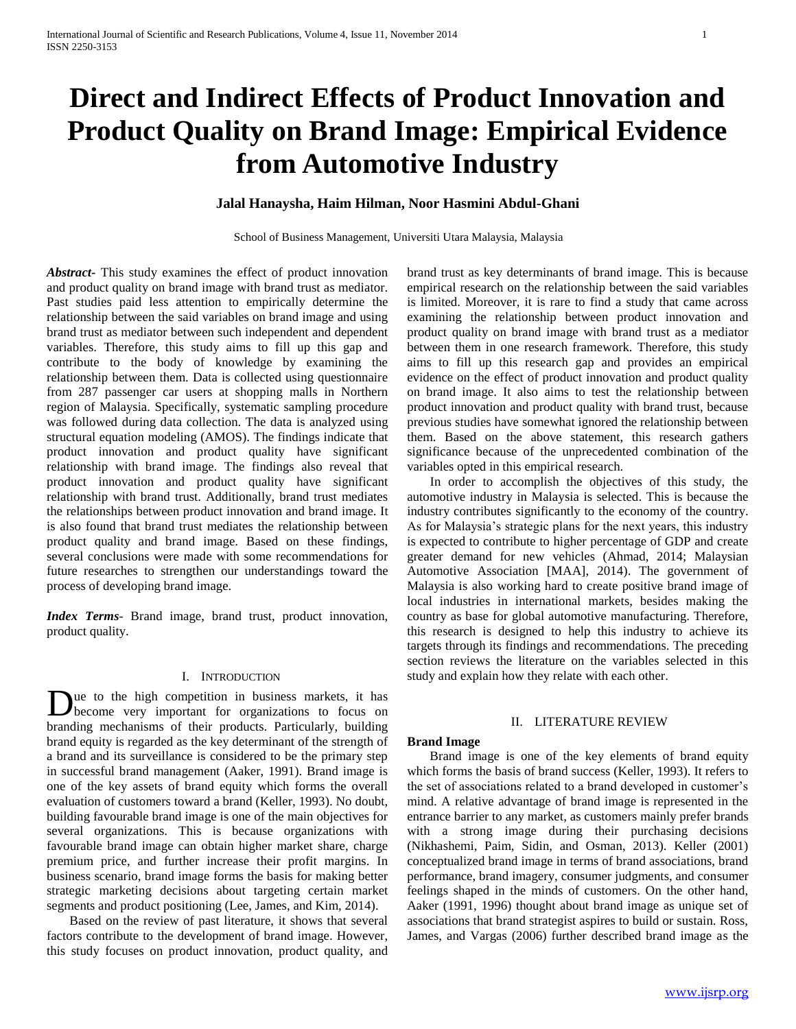# Direct and Indirect Effects of Product Innovation and Product Quality on Brand Image: Empirical Evidence from Automotive Industry

**Jalal Hanaysha, Haim Hilman, Noor Hasmini Abdul-Ghani**

School of Business Management, Universiti Utara Malaysia, Malaysia

***Abstract***- This study examines the effect of product innovation and product quality on brand image with brand trust as mediator. Past studies paid less attention to empirically determine the relationship between the said variables on brand image and using brand trust as mediator between such independent and dependent variables. Therefore, this study aims to fill up this gap and contribute to the body of knowledge by examining the relationship between them. Data is collected using questionnaire from 287 passenger car users at shopping malls in Northern region of Malaysia. Specifically, systematic sampling procedure was followed during data collection. The data is analyzed using structural equation modeling (AMOS). The findings indicate that product innovation and product quality have significant relationship with brand image. The findings also reveal that product innovation and product quality have significant relationship with brand trust. Additionally, brand trust mediates the relationships between product innovation and brand image. It is also found that brand trust mediates the relationship between product quality and brand image. Based on these findings, several conclusions were made with some recommendations for future researches to strengthen our understandings toward the process of developing brand image.

***Index Terms***- Brand image, brand trust, product innovation, product quality.

## I. Introduction

Due to the high competition in business markets, it has become very important for organizations to focus on branding mechanisms of their products. Particularly, building brand equity is regarded as the key determinant of the strength of a brand and its surveillance is considered to be the primary step in successful brand management (Aaker, 1991). Brand image is one of the key assets of brand equity which forms the overall evaluation of customers toward a brand (Keller, 1993). No doubt, building favourable brand image is one of the main objectives for several organizations. This is because organizations with favourable brand image can obtain higher market share, charge premium price, and further increase their profit margins. In business scenario, brand image forms the basis for making better strategic marketing decisions about targeting certain market segments and product positioning (Lee, James, and Kim, 2014).

Based on the review of past literature, it shows that several factors contribute to the development of brand image. However, this study focuses on product innovation, product quality, and brand trust as key determinants of brand image. This is because empirical research on the relationship between the said variables is limited. Moreover, it is rare to find a study that came across examining the relationship between product innovation and product quality on brand image with brand trust as a mediator between them in one research framework. Therefore, this study aims to fill up this research gap and provides an empirical evidence on the effect of product innovation and product quality on brand image. It also aims to test the relationship between product innovation and product quality with brand trust, because previous studies have somewhat ignored the relationship between them. Based on the above statement, this research gathers significance because of the unprecedented combination of the variables opted in this empirical research.

In order to accomplish the objectives of this study, the automotive industry in Malaysia is selected. This is because the industry contributes significantly to the economy of the country. As for Malaysia's strategic plans for the next years, this industry is expected to contribute to higher percentage of GDP and create greater demand for new vehicles (Ahmad, 2014; Malaysian Automotive Association [MAA], 2014). The government of Malaysia is also working hard to create positive brand image of local industries in international markets, besides making the country as base for global automotive manufacturing. Therefore, this research is designed to help this industry to achieve its targets through its findings and recommendations. The preceding section reviews the literature on the variables selected in this study and explain how they relate with each other.

## II. Literature Review

### Brand Image

Brand image is one of the key elements of brand equity which forms the basis of brand success (Keller, 1993). It refers to the set of associations related to a brand developed in customer's mind. A relative advantage of brand image is represented in the entrance barrier to any market, as customers mainly prefer brands with a strong image during their purchasing decisions (Nikhashemi, Paim, Sidin, and Osman, 2013). Keller (2001) conceptualized brand image in terms of brand associations, brand performance, brand imagery, consumer judgments, and consumer feelings shaped in the minds of customers. On the other hand, Aaker (1991, 1996) thought about brand image as unique set of associations that brand strategist aspires to build or sustain. Ross, James, and Vargas (2006) further described brand image as the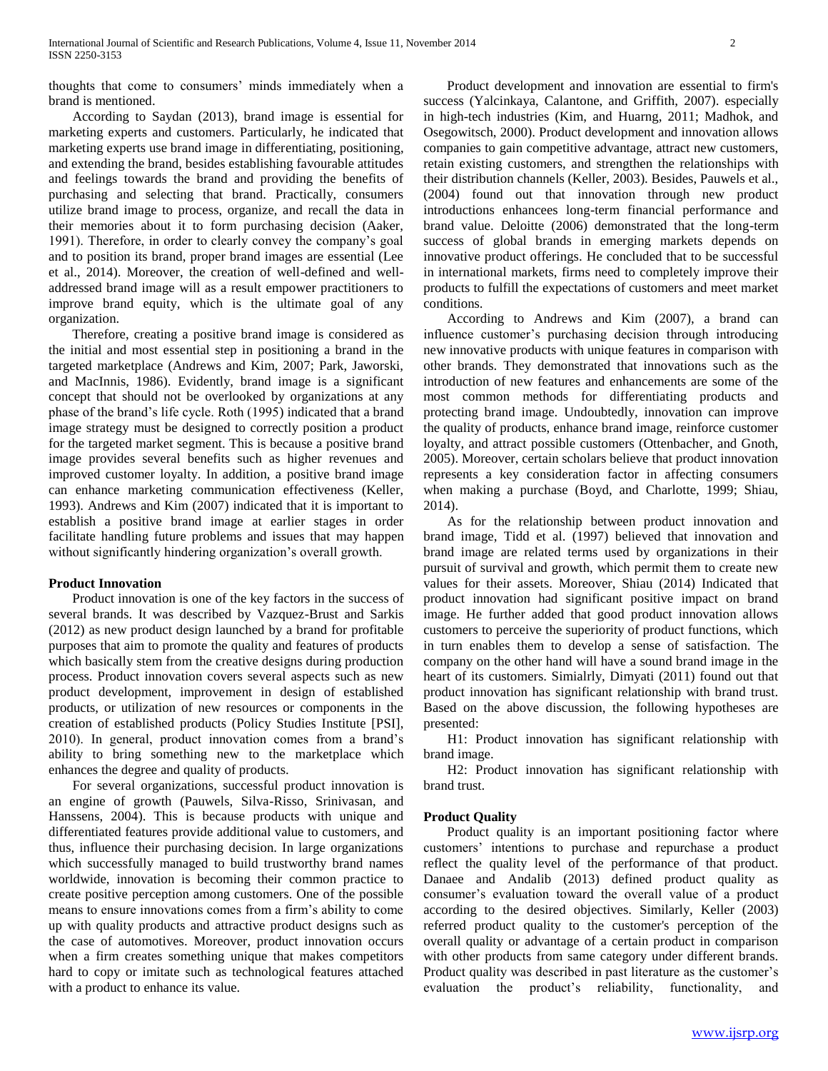thoughts that come to consumers' minds immediately when a brand is mentioned.

According to Saydan (2013), brand image is essential for marketing experts and customers. Particularly, he indicated that marketing experts use brand image in differentiating, positioning, and extending the brand, besides establishing favourable attitudes and feelings towards the brand and providing the benefits of purchasing and selecting that brand. Practically, consumers utilize brand image to process, organize, and recall the data in their memories about it to form purchasing decision (Aaker, 1991). Therefore, in order to clearly convey the company's goal and to position its brand, proper brand images are essential (Lee et al., 2014). Moreover, the creation of well-defined and well-addressed brand image will as a result empower practitioners to improve brand equity, which is the ultimate goal of any organization.

Therefore, creating a positive brand image is considered as the initial and most essential step in positioning a brand in the targeted marketplace (Andrews and Kim, 2007; Park, Jaworski, and MacInnis, 1986). Evidently, brand image is a significant concept that should not be overlooked by organizations at any phase of the brand's life cycle. Roth (1995) indicated that a brand image strategy must be designed to correctly position a product for the targeted market segment. This is because a positive brand image provides several benefits such as higher revenues and improved customer loyalty. In addition, a positive brand image can enhance marketing communication effectiveness (Keller, 1993). Andrews and Kim (2007) indicated that it is important to establish a positive brand image at earlier stages in order facilitate handling future problems and issues that may happen without significantly hindering organization's overall growth.

### Product Innovation

Product innovation is one of the key factors in the success of several brands. It was described by Vazquez-Brust and Sarkis (2012) as new product design launched by a brand for profitable purposes that aim to promote the quality and features of products which basically stem from the creative designs during production process. Product innovation covers several aspects such as new product development, improvement in design of established products, or utilization of new resources or components in the creation of established products (Policy Studies Institute [PSI], 2010). In general, product innovation comes from a brand's ability to bring something new to the marketplace which enhances the degree and quality of products.

For several organizations, successful product innovation is an engine of growth (Pauwels, Silva-Risso, Srinivasan, and Hanssens, 2004). This is because products with unique and differentiated features provide additional value to customers, and thus, influence their purchasing decision. In large organizations which successfully managed to build trustworthy brand names worldwide, innovation is becoming their common practice to create positive perception among customers. One of the possible means to ensure innovations comes from a firm's ability to come up with quality products and attractive product designs such as the case of automotives. Moreover, product innovation occurs when a firm creates something unique that makes competitors hard to copy or imitate such as technological features attached with a product to enhance its value.

Product development and innovation are essential to firm's success (Yalcinkaya, Calantone, and Griffith, 2007). especially in high-tech industries (Kim, and Huarng, 2011; Madhok, and Osegowitsch, 2000). Product development and innovation allows companies to gain competitive advantage, attract new customers, retain existing customers, and strengthen the relationships with their distribution channels (Keller, 2003). Besides, Pauwels et al., (2004) found out that innovation through new product introductions enhancees long-term financial performance and brand value. Deloitte (2006) demonstrated that the long-term success of global brands in emerging markets depends on innovative product offerings. He concluded that to be successful in international markets, firms need to completely improve their products to fulfill the expectations of customers and meet market conditions.

According to Andrews and Kim (2007), a brand can influence customer's purchasing decision through introducing new innovative products with unique features in comparison with other brands. They demonstrated that innovations such as the introduction of new features and enhancements are some of the most common methods for differentiating products and protecting brand image. Undoubtedly, innovation can improve the quality of products, enhance brand image, reinforce customer loyalty, and attract possible customers (Ottenbacher, and Gnoth, 2005). Moreover, certain scholars believe that product innovation represents a key consideration factor in affecting consumers when making a purchase (Boyd, and Charlotte, 1999; Shiau, 2014).

As for the relationship between product innovation and brand image, Tidd et al. (1997) believed that innovation and brand image are related terms used by organizations in their pursuit of survival and growth, which permit them to create new values for their assets. Moreover, Shiau (2014) Indicated that product innovation had significant positive impact on brand image. He further added that good product innovation allows customers to perceive the superiority of product functions, which in turn enables them to develop a sense of satisfaction. The company on the other hand will have a sound brand image in the heart of its customers. Simialrly, Dimyati (2011) found out that product innovation has significant relationship with brand trust. Based on the above discussion, the following hypotheses are presented:

H1: Product innovation has significant relationship with brand image.

H2: Product innovation has significant relationship with brand trust.

### Product Quality

Product quality is an important positioning factor where customers' intentions to purchase and repurchase a product reflect the quality level of the performance of that product. Danaee and Andalib (2013) defined product quality as consumer's evaluation toward the overall value of a product according to the desired objectives. Similarly, Keller (2003) referred product quality to the customer's perception of the overall quality or advantage of a certain product in comparison with other products from same category under different brands. Product quality was described in past literature as the customer's evaluation the product's reliability, functionality, and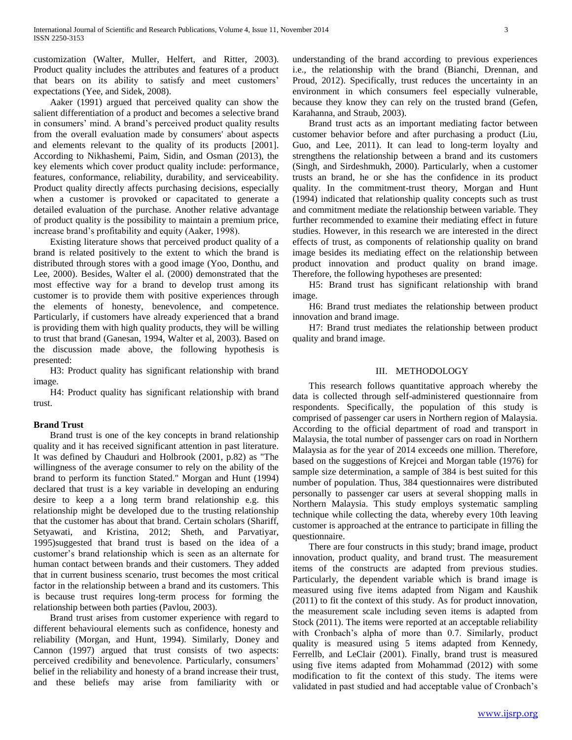customization (Walter, Muller, Helfert, and Ritter, 2003). Product quality includes the attributes and features of a product that bears on its ability to satisfy and meet customers' expectations (Yee, and Sidek, 2008).

Aaker (1991) argued that perceived quality can show the salient differentiation of a product and becomes a selective brand in consumers' mind. A brand's perceived product quality results from the overall evaluation made by consumers' about aspects and elements relevant to the quality of its products [2001]. According to Nikhashemi, Paim, Sidin, and Osman (2013), the key elements which cover product quality include: performance, features, conformance, reliability, durability, and serviceability. Product quality directly affects purchasing decisions, especially when a customer is provoked or capacitated to generate a detailed evaluation of the purchase. Another relative advantage of product quality is the possibility to maintain a premium price, increase brand's profitability and equity (Aaker, 1998).

Existing literature shows that perceived product quality of a brand is related positively to the extent to which the brand is distributed through stores with a good image (Yoo, Donthu, and Lee, 2000). Besides, Walter el al. (2000) demonstrated that the most effective way for a brand to develop trust among its customer is to provide them with positive experiences through the elements of honesty, benevolence, and competence. Particularly, if customers have already experienced that a brand is providing them with high quality products, they will be willing to trust that brand (Ganesan, 1994, Walter et al, 2003). Based on the discussion made above, the following hypothesis is presented:

H3: Product quality has significant relationship with brand image.

H4: Product quality has significant relationship with brand trust.

**Brand Trust**

Brand trust is one of the key concepts in brand relationship quality and it has received significant attention in past literature. It was defined by Chauduri and Holbrook (2001, p.82) as "The willingness of the average consumer to rely on the ability of the brand to perform its function Stated." Morgan and Hunt (1994) declared that trust is a key variable in developing an enduring desire to keep a a long term brand relationship e.g. this relationship might be developed due to the trusting relationship that the customer has about that brand. Certain scholars (Shariff, Setyawati, and Kristina, 2012; Sheth, and Parvatiyar, 1995)suggested that brand trust is based on the idea of a customer's brand relationship which is seen as an alternate for human contact between brands and their customers. They added that in current business scenario, trust becomes the most critical factor in the relationship between a brand and its customers. This is because trust requires long-term process for forming the relationship between both parties (Pavlou, 2003).

Brand trust arises from customer experience with regard to different behavioural elements such as confidence, honesty and reliability (Morgan, and Hunt, 1994). Similarly, Doney and Cannon (1997) argued that trust consists of two aspects: perceived credibility and benevolence. Particularly, consumers' belief in the reliability and honesty of a brand increase their trust, and these beliefs may arise from familiarity with or understanding of the brand according to previous experiences i.e., the relationship with the brand (Bianchi, Drennan, and Proud, 2012). Specifically, trust reduces the uncertainty in an environment in which consumers feel especially vulnerable, because they know they can rely on the trusted brand (Gefen, Karahanna, and Straub, 2003).

Brand trust acts as an important mediating factor between customer behavior before and after purchasing a product (Liu, Guo, and Lee, 2011). It can lead to long-term loyalty and strengthens the relationship between a brand and its customers (Singh, and Sirdeshmukh, 2000). Particularly, when a customer trusts an brand, he or she has the confidence in its product quality. In the commitment-trust theory, Morgan and Hunt (1994) indicated that relationship quality concepts such as trust and commitment mediate the relationship between variable. They further recommended to examine their mediating effect in future studies. However, in this research we are interested in the direct effects of trust, as components of relationship quality on brand image besides its mediating effect on the relationship between product innovation and product quality on brand image. Therefore, the following hypotheses are presented:

H5: Brand trust has significant relationship with brand image.

H6: Brand trust mediates the relationship between product innovation and brand image.

H7: Brand trust mediates the relationship between product quality and brand image.

## III. METHODOLOGY

This research follows quantitative approach whereby the data is collected through self-administered questionnaire from respondents. Specifically, the population of this study is comprised of passenger car users in Northern region of Malaysia. According to the official department of road and transport in Malaysia, the total number of passenger cars on road in Northern Malaysia as for the year of 2014 exceeds one million. Therefore, based on the suggestions of Krejcei and Morgan table (1976) for sample size determination, a sample of 384 is best suited for this number of population. Thus, 384 questionnaires were distributed personally to passenger car users at several shopping malls in Northern Malaysia. This study employs systematic sampling technique while collecting the data, whereby every 10th leaving customer is approached at the entrance to participate in filling the questionnaire.

There are four constructs in this study; brand image, product innovation, product quality, and brand trust. The measurement items of the constructs are adapted from previous studies. Particularly, the dependent variable which is brand image is measured using five items adapted from Nigam and Kaushik (2011) to fit the context of this study. As for product innovation, the measurement scale including seven items is adapted from Stock (2011). The items were reported at an acceptable reliability with Cronbach's alpha of more than 0.7. Similarly, product quality is measured using 5 items adapted from Kennedy, Ferrellb, and LeClair (2001). Finally, brand trust is measured using five items adapted from Mohammad (2012) with some modification to fit the context of this study. The items were validated in past studied and had acceptable value of Cronbach's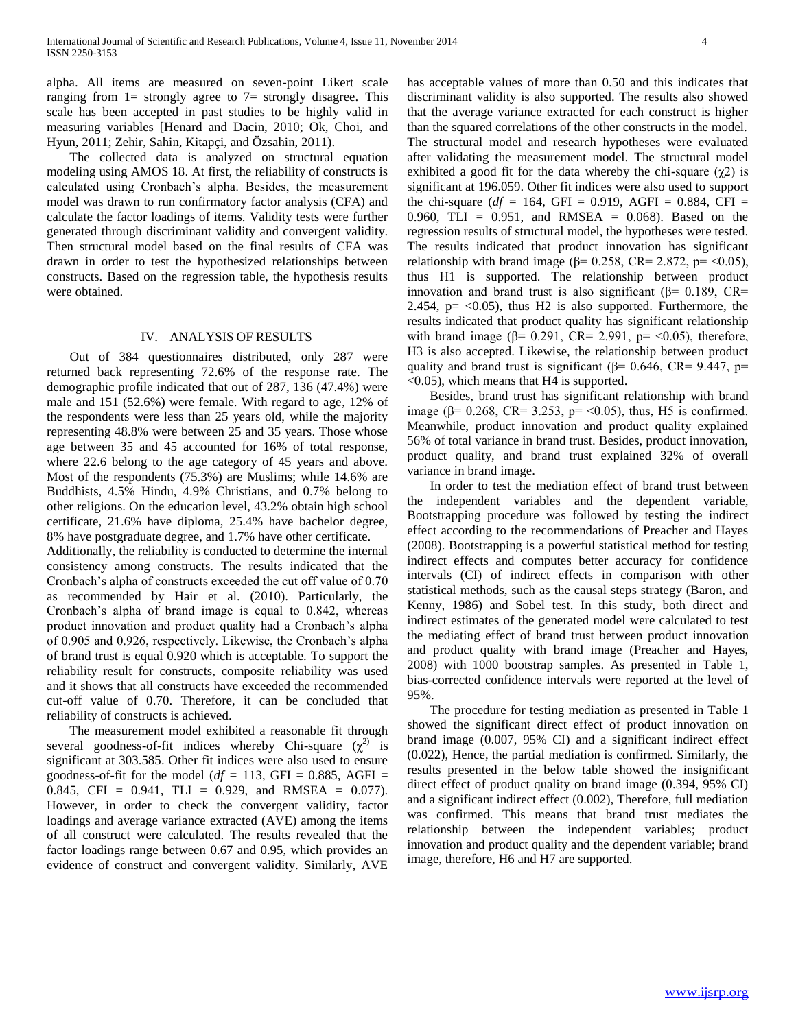alpha. All items are measured on seven-point Likert scale ranging from 1= strongly agree to 7= strongly disagree. This scale has been accepted in past studies to be highly valid in measuring variables [Henard and Dacin, 2010; Ok, Choi, and Hyun, 2011; Zehir, Sahin, Kitapçi, and Özsahin, 2011).

The collected data is analyzed on structural equation modeling using AMOS 18. At first, the reliability of constructs is calculated using Cronbach's alpha. Besides, the measurement model was drawn to run confirmatory factor analysis (CFA) and calculate the factor loadings of items. Validity tests were further generated through discriminant validity and convergent validity. Then structural model based on the final results of CFA was drawn in order to test the hypothesized relationships between constructs. Based on the regression table, the hypothesis results were obtained.

## IV. Analysis of Results

Out of 384 questionnaires distributed, only 287 were returned back representing 72.6% of the response rate. The demographic profile indicated that out of 287, 136 (47.4%) were male and 151 (52.6%) were female. With regard to age, 12% of the respondents were less than 25 years old, while the majority representing 48.8% were between 25 and 35 years. Those whose age between 35 and 45 accounted for 16% of total response, where 22.6 belong to the age category of 45 years and above. Most of the respondents (75.3%) are Muslims; while 14.6% are Buddhists, 4.5% Hindu, 4.9% Christians, and 0.7% belong to other religions. On the education level, 43.2% obtain high school certificate, 21.6% have diploma, 25.4% have bachelor degree, 8% have postgraduate degree, and 1.7% have other certificate.

Additionally, the reliability is conducted to determine the internal consistency among constructs. The results indicated that the Cronbach's alpha of constructs exceeded the cut off value of 0.70 as recommended by Hair et al. (2010). Particularly, the Cronbach's alpha of brand image is equal to 0.842, whereas product innovation and product quality had a Cronbach's alpha of 0.905 and 0.926, respectively. Likewise, the Cronbach's alpha of brand trust is equal 0.920 which is acceptable. To support the reliability result for constructs, composite reliability was used and it shows that all constructs have exceeded the recommended cut-off value of 0.70. Therefore, it can be concluded that reliability of constructs is achieved.

The measurement model exhibited a reasonable fit through several goodness-of-fit indices whereby Chi-square ($\chi^2$) is significant at 303.585. Other fit indices were also used to ensure goodness-of-fit for the model (*df* = 113, GFI = 0.885, AGFI = 0.845, CFI = 0.941, TLI = 0.929, and RMSEA = 0.077). However, in order to check the convergent validity, factor loadings and average variance extracted (AVE) among the items of all construct were calculated. The results revealed that the factor loadings range between 0.67 and 0.95, which provides an evidence of construct and convergent validity. Similarly, AVE has acceptable values of more than 0.50 and this indicates that discriminant validity is also supported. The results also showed that the average variance extracted for each construct is higher than the squared correlations of the other constructs in the model. The structural model and research hypotheses were evaluated after validating the measurement model. The structural model exhibited a good fit for the data whereby the chi-square ($\chi 2$) is significant at 196.059. Other fit indices were also used to support the chi-square (*df* = 164, GFI = 0.919, AGFI = 0.884, CFI = 0.960, TLI = 0.951, and RMSEA = 0.068). Based on the regression results of structural model, the hypotheses were tested. The results indicated that product innovation has significant relationship with brand image (β= 0.258, CR= 2.872, p= <0.05), thus H1 is supported. The relationship between product innovation and brand trust is also significant (β= 0.189, CR= 2.454, p= <0.05), thus H2 is also supported. Furthermore, the results indicated that product quality has significant relationship with brand image (β= 0.291, CR= 2.991, p= <0.05), therefore, H3 is also accepted. Likewise, the relationship between product quality and brand trust is significant (β= 0.646, CR= 9.447, p= <0.05), which means that H4 is supported.

Besides, brand trust has significant relationship with brand image (β= 0.268, CR= 3.253, p= <0.05), thus, H5 is confirmed. Meanwhile, product innovation and product quality explained 56% of total variance in brand trust. Besides, product innovation, product quality, and brand trust explained 32% of overall variance in brand image.

In order to test the mediation effect of brand trust between the independent variables and the dependent variable, Bootstrapping procedure was followed by testing the indirect effect according to the recommendations of Preacher and Hayes (2008). Bootstrapping is a powerful statistical method for testing indirect effects and computes better accuracy for confidence intervals (CI) of indirect effects in comparison with other statistical methods, such as the causal steps strategy (Baron, and Kenny, 1986) and Sobel test. In this study, both direct and indirect estimates of the generated model were calculated to test the mediating effect of brand trust between product innovation and product quality with brand image (Preacher and Hayes, 2008) with 1000 bootstrap samples. As presented in Table 1, bias-corrected confidence intervals were reported at the level of 95%.

The procedure for testing mediation as presented in Table 1 showed the significant direct effect of product innovation on brand image (0.007, 95% CI) and a significant indirect effect (0.022), Hence, the partial mediation is confirmed. Similarly, the results presented in the below table showed the insignificant direct effect of product quality on brand image (0.394, 95% CI) and a significant indirect effect (0.002), Therefore, full mediation was confirmed. This means that brand trust mediates the relationship between the independent variables; product innovation and product quality and the dependent variable; brand image, therefore, H6 and H7 are supported.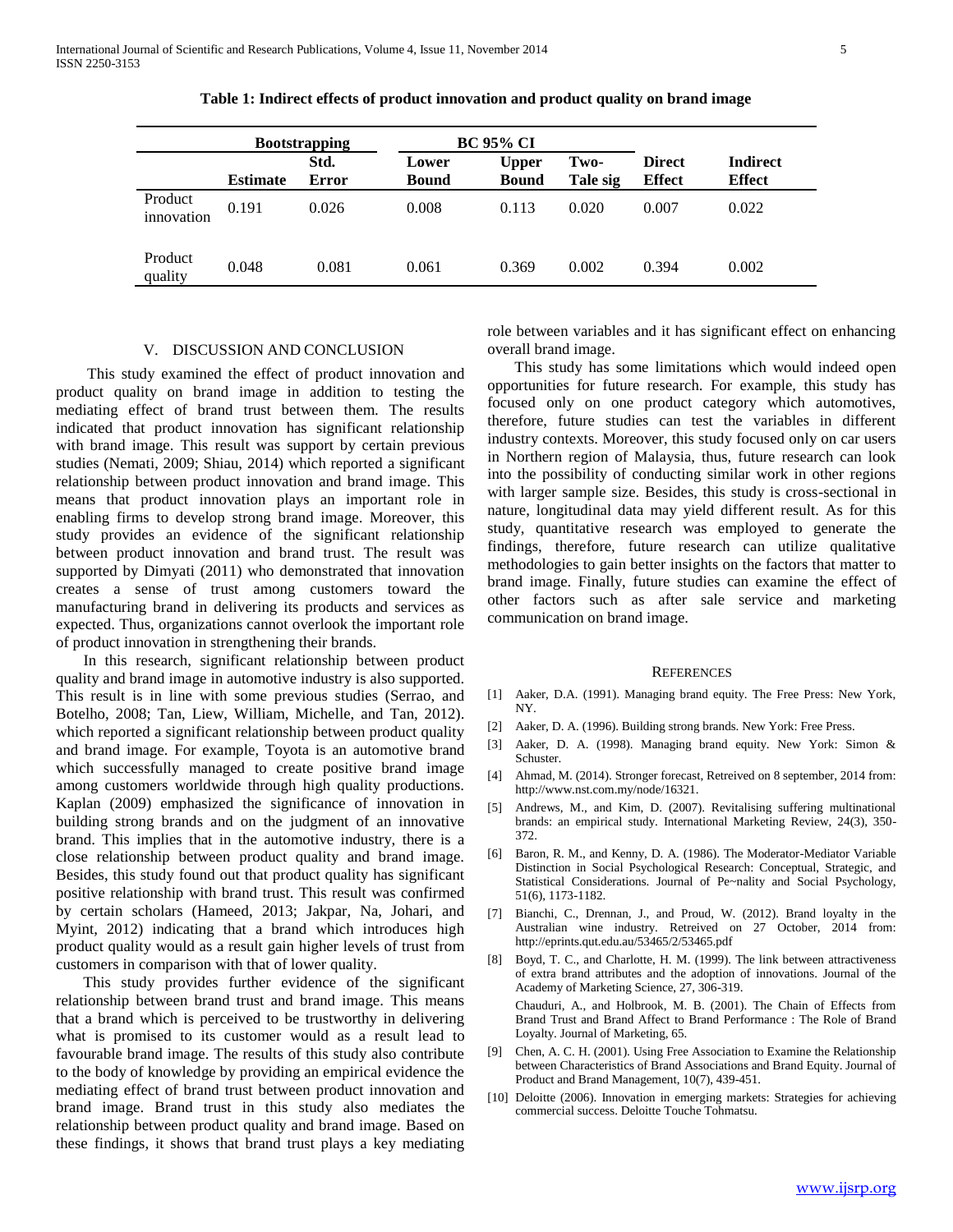**Table 1: Indirect effects of product innovation and product quality on brand image**

| | Bootstrapping | | BC 95% CI | | | | |
|---|---|---|---|---|---|---|---|
| | Estimate | Std. Error | Lower Bound | Upper Bound | Two-Tale sig | Direct Effect | Indirect Effect |
| Product innovation | 0.191 | 0.026 | 0.008 | 0.113 | 0.020 | 0.007 | 0.022 |
| Product quality | 0.048 | 0.081 | 0.061 | 0.369 | 0.002 | 0.394 | 0.002 |

## V. Discussion and Conclusion

This study examined the effect of product innovation and product quality on brand image in addition to testing the mediating effect of brand trust between them. The results indicated that product innovation has significant relationship with brand image. This result was support by certain previous studies (Nemati, 2009; Shiau, 2014) which reported a significant relationship between product innovation and brand image. This means that product innovation plays an important role in enabling firms to develop strong brand image. Moreover, this study provides an evidence of the significant relationship between product innovation and brand trust. The result was supported by Dimyati (2011) who demonstrated that innovation creates a sense of trust among customers toward the manufacturing brand in delivering its products and services as expected. Thus, organizations cannot overlook the important role of product innovation in strengthening their brands.

In this research, significant relationship between product quality and brand image in automotive industry is also supported. This result is in line with some previous studies (Serrao, and Botelho, 2008; Tan, Liew, William, Michelle, and Tan, 2012). which reported a significant relationship between product quality and brand image. For example, Toyota is an automotive brand which successfully managed to create positive brand image among customers worldwide through high quality productions. Kaplan (2009) emphasized the significance of innovation in building strong brands and on the judgment of an innovative brand. This implies that in the automotive industry, there is a close relationship between product quality and brand image. Besides, this study found out that product quality has significant positive relationship with brand trust. This result was confirmed by certain scholars (Hameed, 2013; Jakpar, Na, Johari, and Myint, 2012) indicating that a brand which introduces high product quality would as a result gain higher levels of trust from customers in comparison with that of lower quality.

This study provides further evidence of the significant relationship between brand trust and brand image. This means that a brand which is perceived to be trustworthy in delivering what is promised to its customer would as a result lead to favourable brand image. The results of this study also contribute to the body of knowledge by providing an empirical evidence the mediating effect of brand trust between product innovation and brand image. Brand trust in this study also mediates the relationship between product quality and brand image. Based on these findings, it shows that brand trust plays a key mediating role between variables and it has significant effect on enhancing overall brand image.

This study has some limitations which would indeed open opportunities for future research. For example, this study has focused only on one product category which automotives, therefore, future studies can test the variables in different industry contexts. Moreover, this study focused only on car users in Northern region of Malaysia, thus, future research can look into the possibility of conducting similar work in other regions with larger sample size. Besides, this study is cross-sectional in nature, longitudinal data may yield different result. As for this study, quantitative research was employed to generate the findings, therefore, future research can utilize qualitative methodologies to gain better insights on the factors that matter to brand image. Finally, future studies can examine the effect of other factors such as after sale service and marketing communication on brand image.

## References

[1] Aaker, D.A. (1991). Managing brand equity. The Free Press: New York, NY.

[2] Aaker, D. A. (1996). Building strong brands. New York: Free Press.

[3] Aaker, D. A. (1998). Managing brand equity. New York: Simon & Schuster.

[4] Ahmad, M. (2014). Stronger forecast, Retreived on 8 september, 2014 from: http://www.nst.com.my/node/16321.

[5] Andrews, M., and Kim, D. (2007). Revitalising suffering multinational brands: an empirical study. International Marketing Review, 24(3), 350-372.

[6] Baron, R. M., and Kenny, D. A. (1986). The Moderator-Mediator Variable Distinction in Social Psychological Research: Conceptual, Strategic, and Statistical Considerations. Journal of Pe~nality and Social Psychology, 51(6), 1173-1182.

[7] Bianchi, C., Drennan, J., and Proud, W. (2012). Brand loyalty in the Australian wine industry. Retreived on 27 October, 2014 from: http://eprints.qut.edu.au/53465/2/53465.pdf

[8] Boyd, T. C., and Charlotte, H. M. (1999). The link between attractiveness of extra brand attributes and the adoption of innovations. Journal of the Academy of Marketing Science, 27, 306-319.

Chauduri, A., and Holbrook, M. B. (2001). The Chain of Effects from Brand Trust and Brand Affect to Brand Performance : The Role of Brand Loyalty. Journal of Marketing, 65.

[9] Chen, A. C. H. (2001). Using Free Association to Examine the Relationship between Characteristics of Brand Associations and Brand Equity. Journal of Product and Brand Management, 10(7), 439-451.

[10] Deloitte (2006). Innovation in emerging markets: Strategies for achieving commercial success. Deloitte Touche Tohmatsu.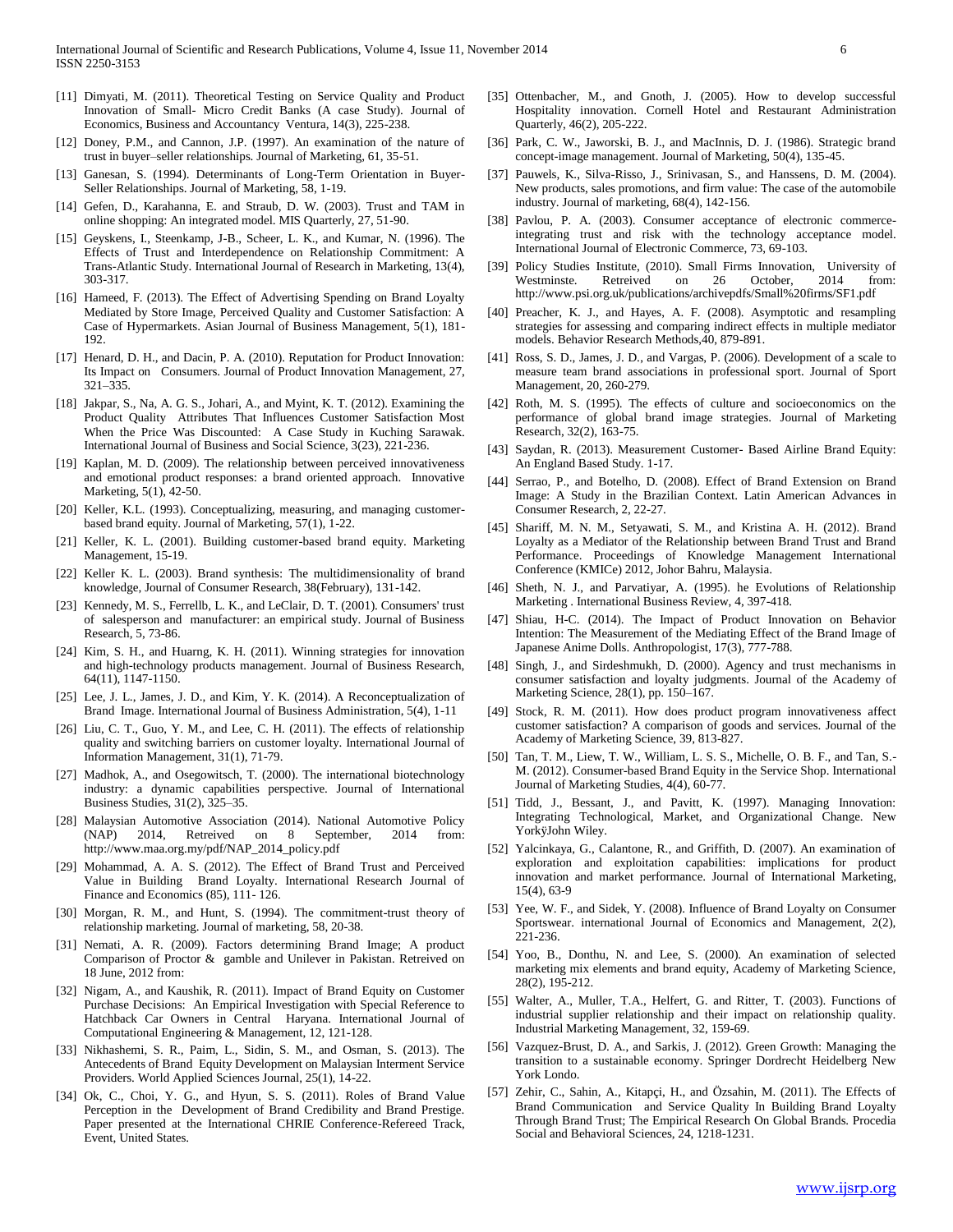[11] Dimyati, M. (2011). Theoretical Testing on Service Quality and Product Innovation of Small- Micro Credit Banks (A case Study). Journal of Economics, Business and Accountancy Ventura, 14(3), 225-238.

[12] Doney, P.M., and Cannon, J.P. (1997). An examination of the nature of trust in buyer–seller relationships. Journal of Marketing, 61, 35-51.

[13] Ganesan, S. (1994). Determinants of Long-Term Orientation in Buyer-Seller Relationships. Journal of Marketing, 58, 1-19.

[14] Gefen, D., Karahanna, E. and Straub, D. W. (2003). Trust and TAM in online shopping: An integrated model. MIS Quarterly, 27, 51-90.

[15] Geyskens, I., Steenkamp, J-B., Scheer, L. K., and Kumar, N. (1996). The Effects of Trust and Interdependence on Relationship Commitment: A Trans-Atlantic Study. International Journal of Research in Marketing, 13(4), 303-317.

[16] Hameed, F. (2013). The Effect of Advertising Spending on Brand Loyalty Mediated by Store Image, Perceived Quality and Customer Satisfaction: A Case of Hypermarkets. Asian Journal of Business Management, 5(1), 181-192.

[17] Henard, D. H., and Dacin, P. A. (2010). Reputation for Product Innovation: Its Impact on Consumers. Journal of Product Innovation Management, 27, 321–335.

[18] Jakpar, S., Na, A. G. S., Johari, A., and Myint, K. T. (2012). Examining the Product Quality Attributes That Influences Customer Satisfaction Most When the Price Was Discounted: A Case Study in Kuching Sarawak. International Journal of Business and Social Science, 3(23), 221-236.

[19] Kaplan, M. D. (2009). The relationship between perceived innovativeness and emotional product responses: a brand oriented approach. Innovative Marketing, 5(1), 42-50.

[20] Keller, K.L. (1993). Conceptualizing, measuring, and managing customer-based brand equity. Journal of Marketing, 57(1), 1-22.

[21] Keller, K. L. (2001). Building customer-based brand equity. Marketing Management, 15-19.

[22] Keller K. L. (2003). Brand synthesis: The multidimensionality of brand knowledge, Journal of Consumer Research, 38(February), 131-142.

[23] Kennedy, M. S., Ferrellb, L. K., and LeClair, D. T. (2001). Consumers' trust of salesperson and manufacturer: an empirical study. Journal of Business Research, 5, 73-86.

[24] Kim, S. H., and Huarng, K. H. (2011). Winning strategies for innovation and high-technology products management. Journal of Business Research, 64(11), 1147-1150.

[25] Lee, J. L., James, J. D., and Kim, Y. K. (2014). A Reconceptualization of Brand Image. International Journal of Business Administration, 5(4), 1-11

[26] Liu, C. T., Guo, Y. M., and Lee, C. H. (2011). The effects of relationship quality and switching barriers on customer loyalty. International Journal of Information Management, 31(1), 71-79.

[27] Madhok, A., and Osegowitsch, T. (2000). The international biotechnology industry: a dynamic capabilities perspective. Journal of International Business Studies, 31(2), 325–35.

[28] Malaysian Automotive Association (2014). National Automotive Policy (NAP) 2014, Retreived on 8 September, 2014 from: http://www.maa.org.my/pdf/NAP_2014_policy.pdf

[29] Mohammad, A. A. S. (2012). The Effect of Brand Trust and Perceived Value in Building Brand Loyalty. International Research Journal of Finance and Economics (85), 111- 126.

[30] Morgan, R. M., and Hunt, S. (1994). The commitment-trust theory of relationship marketing. Journal of marketing, 58, 20-38.

[31] Nemati, A. R. (2009). Factors determining Brand Image; A product Comparison of Proctor & gamble and Unilever in Pakistan. Retreived on 18 June, 2012 from:

[32] Nigam, A., and Kaushik, R. (2011). Impact of Brand Equity on Customer Purchase Decisions: An Empirical Investigation with Special Reference to Hatchback Car Owners in Central Haryana. International Journal of Computational Engineering & Management, 12, 121-128.

[33] Nikhashemi, S. R., Paim, L., Sidin, S. M., and Osman, S. (2013). The Antecedents of Brand Equity Development on Malaysian Interment Service Providers. World Applied Sciences Journal, 25(1), 14-22.

[34] Ok, C., Choi, Y. G., and Hyun, S. S. (2011). Roles of Brand Value Perception in the Development of Brand Credibility and Brand Prestige. Paper presented at the International CHRIE Conference-Refereed Track, Event, United States.

[35] Ottenbacher, M., and Gnoth, J. (2005). How to develop successful Hospitality innovation. Cornell Hotel and Restaurant Administration Quarterly, 46(2), 205-222.

[36] Park, C. W., Jaworski, B. J., and MacInnis, D. J. (1986). Strategic brand concept-image management. Journal of Marketing, 50(4), 135-45.

[37] Pauwels, K., Silva-Risso, J., Srinivasan, S., and Hanssens, D. M. (2004). New products, sales promotions, and firm value: The case of the automobile industry. Journal of marketing, 68(4), 142-156.

[38] Pavlou, P. A. (2003). Consumer acceptance of electronic commerce-integrating trust and risk with the technology acceptance model. International Journal of Electronic Commerce, 73, 69-103.

[39] Policy Studies Institute, (2010). Small Firms Innovation, University of Westminste. Retreived on 26 October, 2014 from: http://www.psi.org.uk/publications/archivepdfs/Small%20firms/SF1.pdf

[40] Preacher, K. J., and Hayes, A. F. (2008). Asymptotic and resampling strategies for assessing and comparing indirect effects in multiple mediator models. Behavior Research Methods,40, 879-891.

[41] Ross, S. D., James, J. D., and Vargas, P. (2006). Development of a scale to measure team brand associations in professional sport. Journal of Sport Management, 20, 260-279.

[42] Roth, M. S. (1995). The effects of culture and socioeconomics on the performance of global brand image strategies. Journal of Marketing Research, 32(2), 163-75.

[43] Saydan, R. (2013). Measurement Customer- Based Airline Brand Equity: An England Based Study. 1-17.

[44] Serrao, P., and Botelho, D. (2008). Effect of Brand Extension on Brand Image: A Study in the Brazilian Context. Latin American Advances in Consumer Research, 2, 22-27.

[45] Shariff, M. N. M., Setyawati, S. M., and Kristina A. H. (2012). Brand Loyalty as a Mediator of the Relationship between Brand Trust and Brand Performance. Proceedings of Knowledge Management International Conference (KMICe) 2012, Johor Bahru, Malaysia.

[46] Sheth, N. J., and Parvatiyar, A. (1995). he Evolutions of Relationship Marketing . International Business Review, 4, 397-418.

[47] Shiau, H-C. (2014). The Impact of Product Innovation on Behavior Intention: The Measurement of the Mediating Effect of the Brand Image of Japanese Anime Dolls. Anthropologist, 17(3), 777-788.

[48] Singh, J., and Sirdeshmukh, D. (2000). Agency and trust mechanisms in consumer satisfaction and loyalty judgments. Journal of the Academy of Marketing Science, 28(1), pp. 150–167.

[49] Stock, R. M. (2011). How does product program innovativeness affect customer satisfaction? A comparison of goods and services. Journal of the Academy of Marketing Science, 39, 813-827.

[50] Tan, T. M., Liew, T. W., William, L. S. S., Michelle, O. B. F., and Tan, S.-M. (2012). Consumer-based Brand Equity in the Service Shop. International Journal of Marketing Studies, 4(4), 60-77.

[51] Tidd, J., Bessant, J., and Pavitt, K. (1997). Managing Innovation: Integrating Technological, Market, and Organizational Change. New YorkÿJohn Wiley.

[52] Yalcinkaya, G., Calantone, R., and Griffith, D. (2007). An examination of exploration and exploitation capabilities: implications for product innovation and market performance. Journal of International Marketing, 15(4), 63-9

[53] Yee, W. F., and Sidek, Y. (2008). Influence of Brand Loyalty on Consumer Sportswear. international Journal of Economics and Management, 2(2), 221-236.

[54] Yoo, B., Donthu, N. and Lee, S. (2000). An examination of selected marketing mix elements and brand equity, Academy of Marketing Science, 28(2), 195-212.

[55] Walter, A., Muller, T.A., Helfert, G. and Ritter, T. (2003). Functions of industrial supplier relationship and their impact on relationship quality. Industrial Marketing Management, 32, 159-69.

[56] Vazquez-Brust, D. A., and Sarkis, J. (2012). Green Growth: Managing the transition to a sustainable economy. Springer Dordrecht Heidelberg New York Londo.

[57] Zehir, C., Sahin, A., Kitapçi, H., and Özsahin, M. (2011). The Effects of Brand Communication and Service Quality In Building Brand Loyalty Through Brand Trust; The Empirical Research On Global Brands. Procedia Social and Behavioral Sciences, 24, 1218-1231.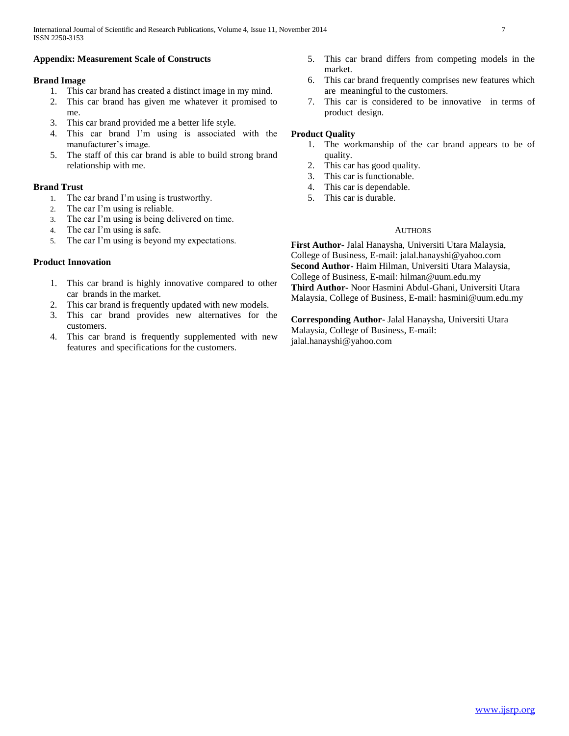## Appendix: Measurement Scale of Constructs

### Brand Image

1. This car brand has created a distinct image in my mind.
2. This car brand has given me whatever it promised to me.
3. This car brand provided me a better life style.
4. This car brand I'm using is associated with the manufacturer's image.
5. The staff of this car brand is able to build strong brand relationship with me.

### Brand Trust

1. The car brand I'm using is trustworthy.
2. The car I'm using is reliable.
3. The car I'm using is being delivered on time.
4. The car I'm using is safe.
5. The car I'm using is beyond my expectations.

### Product Innovation

1. This car brand is highly innovative compared to other car brands in the market.
2. This car brand is frequently updated with new models.
3. This car brand provides new alternatives for the customers.
4. This car brand is frequently supplemented with new features and specifications for the customers.
5. This car brand differs from competing models in the market.
6. This car brand frequently comprises new features which are meaningful to the customers.
7. This car is considered to be innovative in terms of product design.

### Product Quality

1. The workmanship of the car brand appears to be of quality.
2. This car has good quality.
3. This car is functionable.
4. This car is dependable.
5. This car is durable.

## Authors

**First Author-** Jalal Hanaysha, Universiti Utara Malaysia, College of Business, E-mail: jalal.hanayshi@yahoo.com
**Second Author-** Haim Hilman, Universiti Utara Malaysia, College of Business, E-mail: hilman@uum.edu.my
**Third Author-** Noor Hasmini Abdul-Ghani, Universiti Utara Malaysia, College of Business, E-mail: hasmini@uum.edu.my

**Corresponding Author-** Jalal Hanaysha, Universiti Utara Malaysia, College of Business, E-mail: jalal.hanayshi@yahoo.com